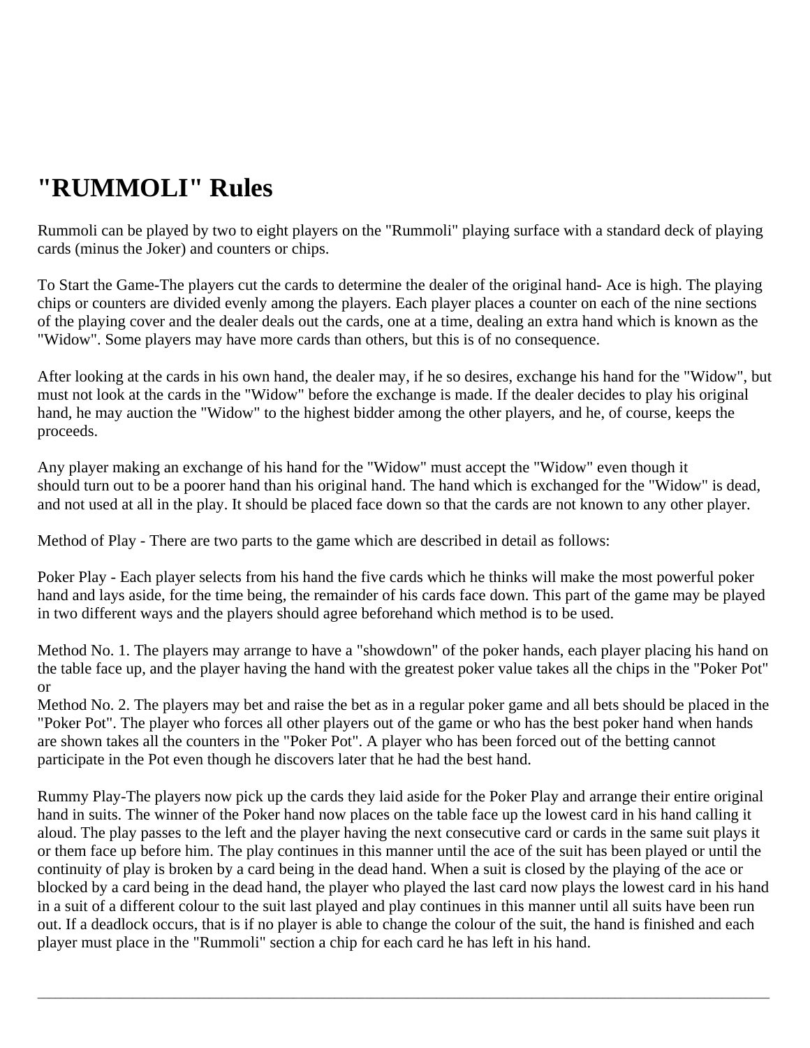# "RUMMOLI" Rules

Rummoli can be played by two to eight players on the "Rummoli" playing surface with a standard deck of playing cards (minus the Joker) and counters or chips.

To Start the Game-The players cut the cards to determine the dealer of the original hand- Ace is high. The playing chips or counters are divided evenly among the players. Each player places a counter on each of the nine sections of the playing cover and the dealer deals out the cards, one at a time, dealing an extra hand which is known as the "Widow". Some players may have more cards than others, but this is of no consequence.

After looking at the cards in his own hand, the dealer may, if he so desires, exchange his hand for the "Widow", but must not look at the cards in the "Widow" before the exchange is made. If the dealer decides to play his original hand, he may auction the "Widow" to the highest bidder among the other players, and he, of course, keeps the proceeds.

Any player making an exchange of his hand for the "Widow" must accept the "Widow" even though it should turn out to be a poorer hand than his original hand. The hand which is exchanged for the "Widow" is dead, and not used at all in the play. It should be placed face down so that the cards are not known to any other player.

Method of Play - There are two parts to the game which are described in detail as follows:

Poker Play - Each player selects from his hand the five cards which he thinks will make the most powerful poker hand and lays aside, for the time being, the remainder of his cards face down. This part of the game may be played in two different ways and the players should agree beforehand which method is to be used.

Method No. 1. The players may arrange to have a "showdown" of the poker hands, each player placing his hand on the table face up, and the player having the hand with the greatest poker value takes all the chips in the "Poker Pot" or

Method No. 2. The players may bet and raise the bet as in a regular poker game and all bets should be placed in the "Poker Pot". The player who forces all other players out of the game or who has the best poker hand when hands are shown takes all the counters in the "Poker Pot". A player who has been forced out of the betting cannot participate in the Pot even though he discovers later that he had the best hand.

Rummy Play-The players now pick up the cards they laid aside for the Poker Play and arrange their entire original hand in suits. The winner of the Poker hand now places on the table face up the lowest card in his hand calling it aloud. The play passes to the left and the player having the next consecutive card or cards in the same suit plays it or them face up before him. The play continues in this manner until the ace of the suit has been played or until the continuity of play is broken by a card being in the dead hand. When a suit is closed by the playing of the ace or blocked by a card being in the dead hand, the player who played the last card now plays the lowest card in his hand in a suit of a different colour to the suit last played and play continues in this manner until all suits have been run out. If a deadlock occurs, that is if no player is able to change the colour of the suit, the hand is finished and each player must place in the "Rummoli" section a chip for each card he has left in his hand.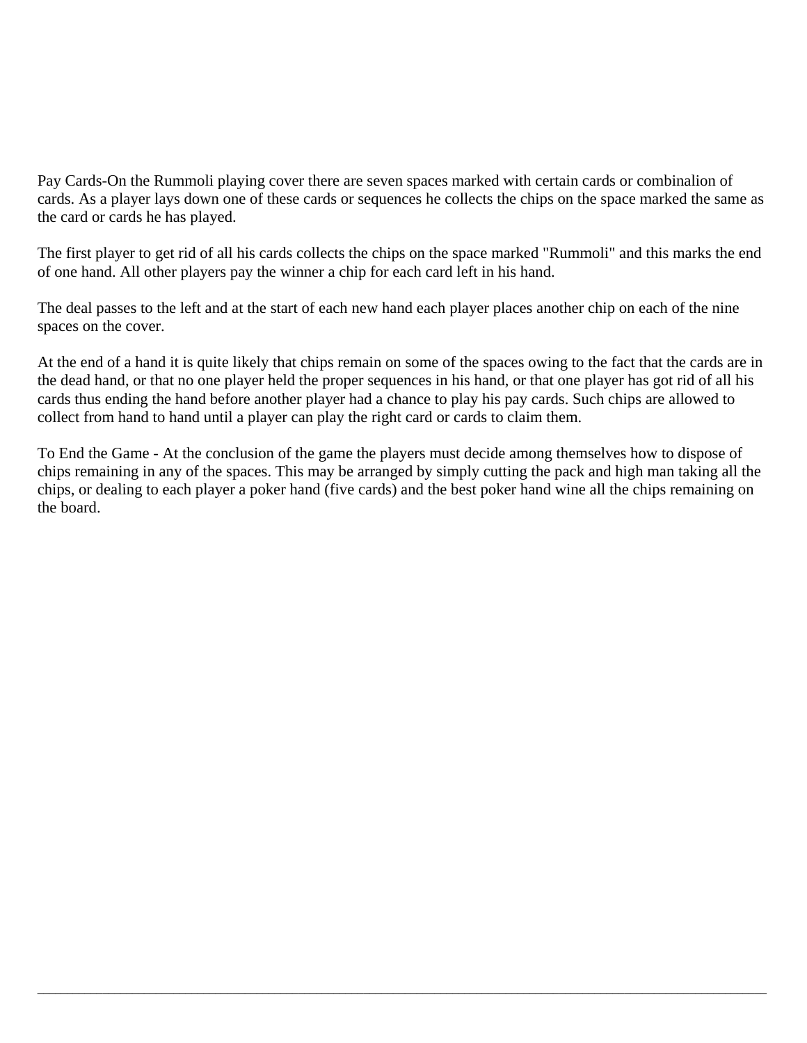Pay Cards-On the Rummoli playing cover there are seven spaces marked with certain cards or combinalion of cards. As a player lays down one of these cards or sequences he collects the chips on the space marked the same as the card or cards he has played.

The first player to get rid of all his cards collects the chips on the space marked "Rummoli" and this marks the end of one hand. All other players pay the winner a chip for each card left in his hand.

The deal passes to the left and at the start of each new hand each player places another chip on each of the nine spaces on the cover.

At the end of a hand it is quite likely that chips remain on some of the spaces owing to the fact that the cards are in the dead hand, or that no one player held the proper sequences in his hand, or that one player has got rid of all his cards thus ending the hand before another player had a chance to play his pay cards. Such chips are allowed to collect from hand to hand until a player can play the right card or cards to claim them.

To End the Game - At the conclusion of the game the players must decide among themselves how to dispose of chips remaining in any of the spaces. This may be arranged by simply cutting the pack and high man taking all the chips, or dealing to each player a poker hand (five cards) and the best poker hand wine all the chips remaining on the board.